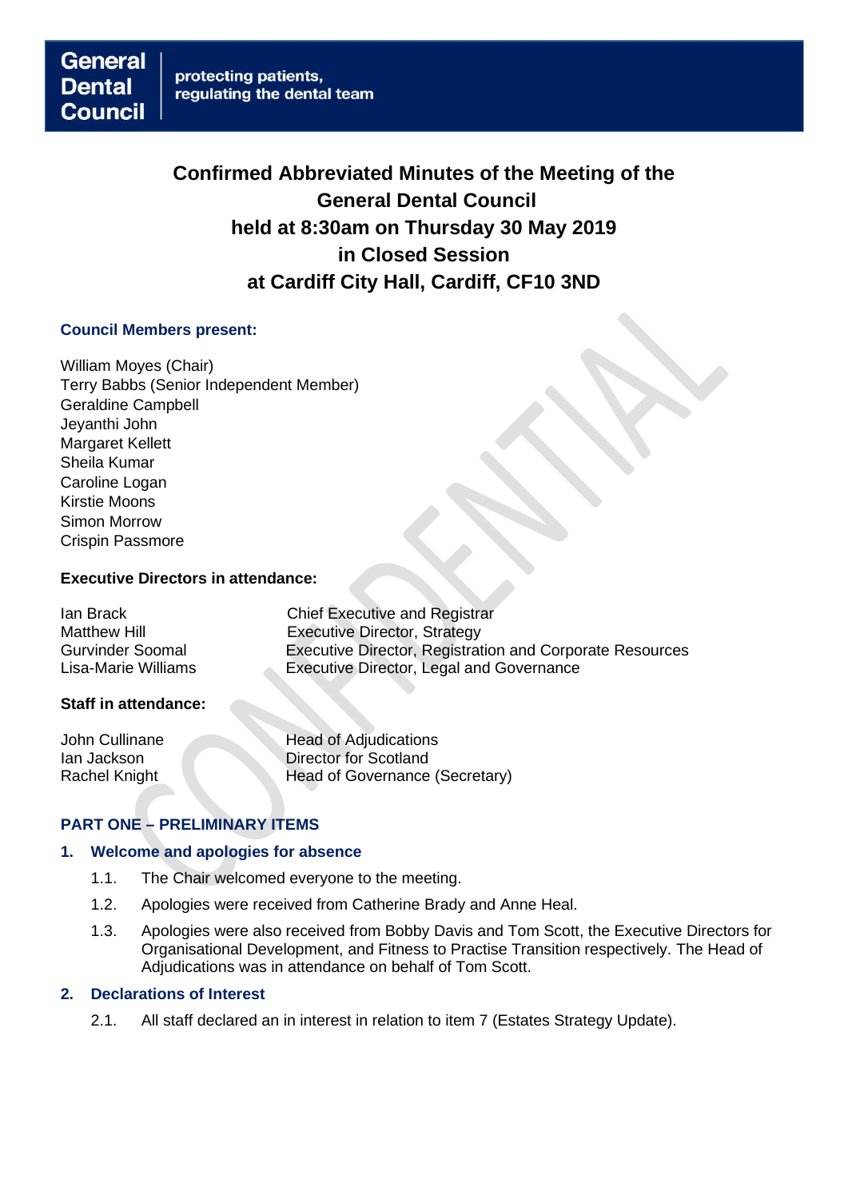General Dental Council | protecting patients, regulating the dental team

# Confirmed Abbreviated Minutes of the Meeting of the General Dental Council held at 8:30am on Thursday 30 May 2019 in Closed Session at Cardiff City Hall, Cardiff, CF10 3ND

### Council Members present:

William Moyes (Chair)
Terry Babbs (Senior Independent Member)
Geraldine Campbell
Jeyanthi John
Margaret Kellett
Sheila Kumar
Caroline Logan
Kirstie Moons
Simon Morrow
Crispin Passmore

### Executive Directors in attendance:

| | |
|---|---|
| Ian Brack | Chief Executive and Registrar |
| Matthew Hill | Executive Director, Strategy |
| Gurvinder Soomal | Executive Director, Registration and Corporate Resources |
| Lisa-Marie Williams | Executive Director, Legal and Governance |

### Staff in attendance:

| | |
|---|---|
| John Cullinane | Head of Adjudications |
| Ian Jackson | Director for Scotland |
| Rachel Knight | Head of Governance (Secretary) |

## PART ONE – PRELIMINARY ITEMS

### 1. Welcome and apologies for absence

1.1. The Chair welcomed everyone to the meeting.

1.2. Apologies were received from Catherine Brady and Anne Heal.

1.3. Apologies were also received from Bobby Davis and Tom Scott, the Executive Directors for Organisational Development, and Fitness to Practise Transition respectively. The Head of Adjudications was in attendance on behalf of Tom Scott.

### 2. Declarations of Interest

2.1. All staff declared an in interest in relation to item 7 (Estates Strategy Update).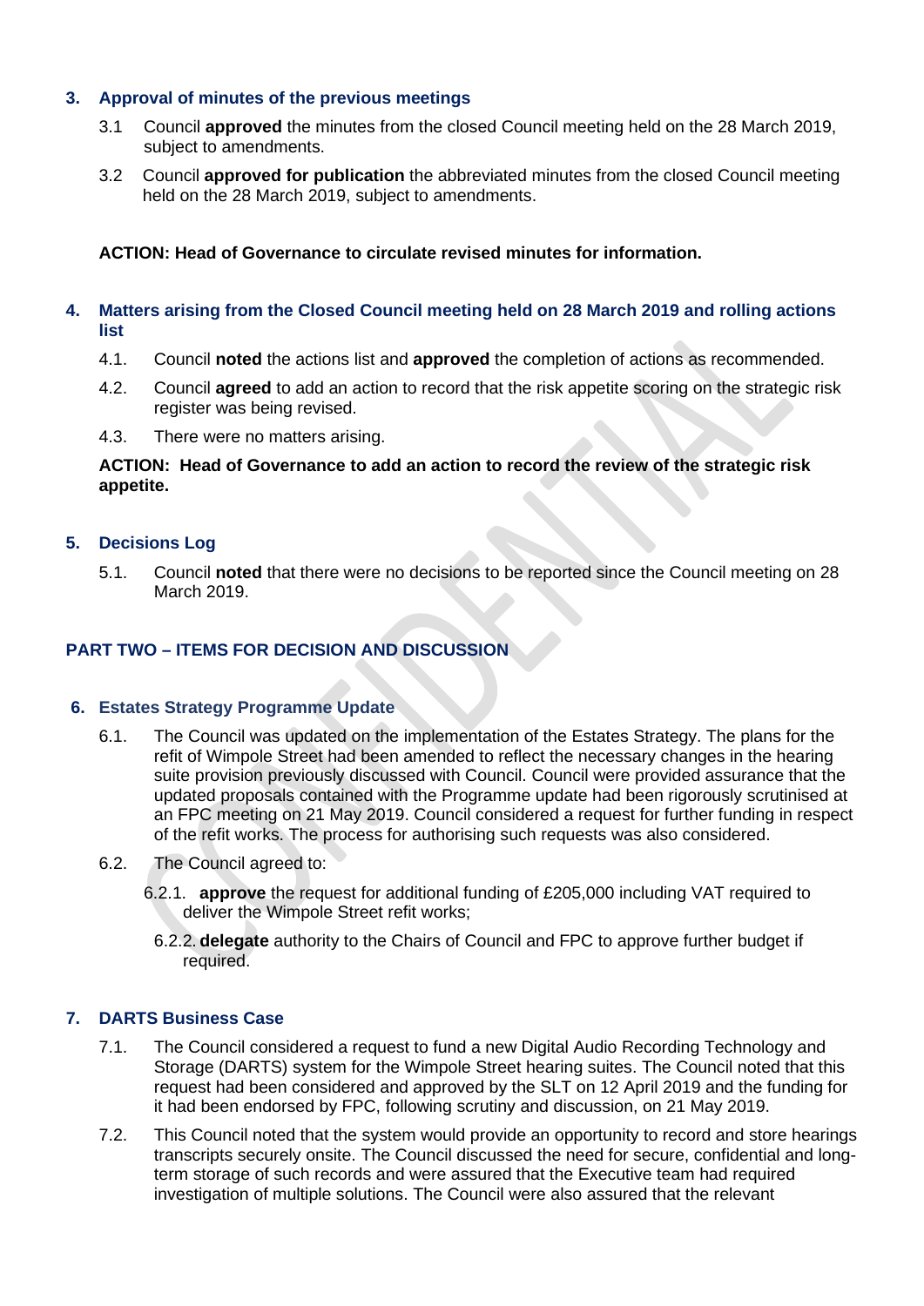### 3. Approval of minutes of the previous meetings

3.1 Council **approved** the minutes from the closed Council meeting held on the 28 March 2019, subject to amendments.

3.2 Council **approved for publication** the abbreviated minutes from the closed Council meeting held on the 28 March 2019, subject to amendments.

**ACTION: Head of Governance to circulate revised minutes for information.**

### 4. Matters arising from the Closed Council meeting held on 28 March 2019 and rolling actions list

4.1. Council **noted** the actions list and **approved** the completion of actions as recommended.

4.2. Council **agreed** to add an action to record that the risk appetite scoring on the strategic risk register was being revised.

4.3. There were no matters arising.

**ACTION: Head of Governance to add an action to record the review of the strategic risk appetite.**

### 5. Decisions Log

5.1. Council **noted** that there were no decisions to be reported since the Council meeting on 28 March 2019.

## PART TWO – ITEMS FOR DECISION AND DISCUSSION

### 6. Estates Strategy Programme Update

6.1. The Council was updated on the implementation of the Estates Strategy. The plans for the refit of Wimpole Street had been amended to reflect the necessary changes in the hearing suite provision previously discussed with Council. Council were provided assurance that the updated proposals contained with the Programme update had been rigorously scrutinised at an FPC meeting on 21 May 2019. Council considered a request for further funding in respect of the refit works. The process for authorising such requests was also considered.

6.2. The Council agreed to:

6.2.1. **approve** the request for additional funding of £205,000 including VAT required to deliver the Wimpole Street refit works;

6.2.2. **delegate** authority to the Chairs of Council and FPC to approve further budget if required.

### 7. DARTS Business Case

7.1. The Council considered a request to fund a new Digital Audio Recording Technology and Storage (DARTS) system for the Wimpole Street hearing suites. The Council noted that this request had been considered and approved by the SLT on 12 April 2019 and the funding for it had been endorsed by FPC, following scrutiny and discussion, on 21 May 2019.

7.2. This Council noted that the system would provide an opportunity to record and store hearings transcripts securely onsite. The Council discussed the need for secure, confidential and long-term storage of such records and were assured that the Executive team had required investigation of multiple solutions. The Council were also assured that the relevant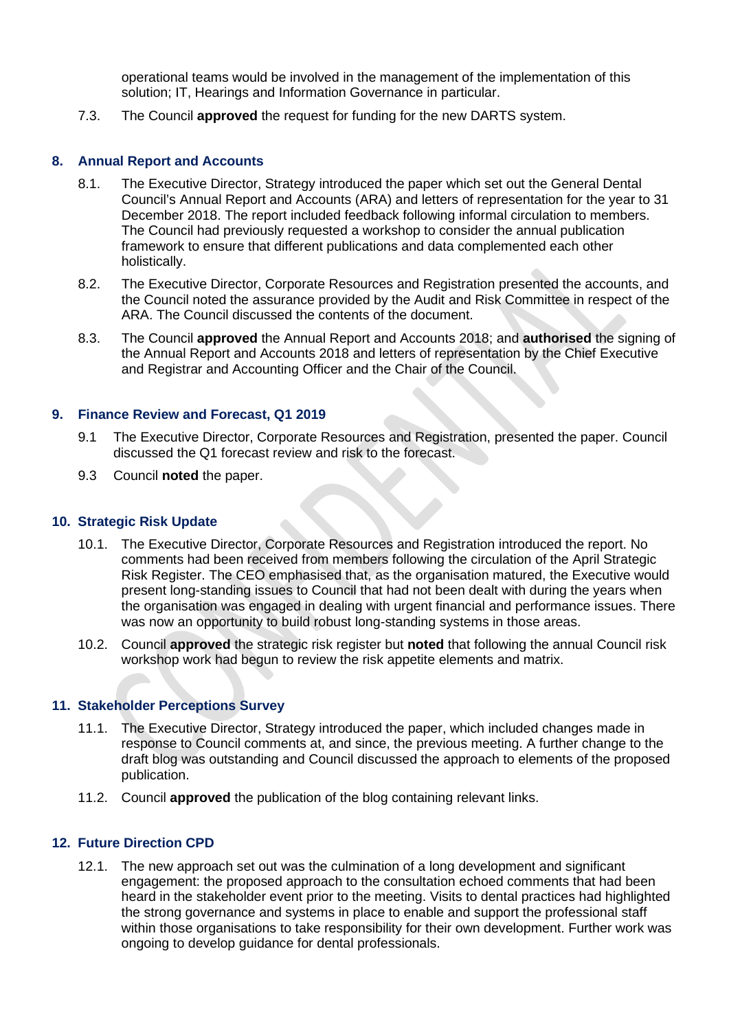operational teams would be involved in the management of the implementation of this solution; IT, Hearings and Information Governance in particular.

7.3. The Council **approved** the request for funding for the new DARTS system.

## 8. Annual Report and Accounts

8.1. The Executive Director, Strategy introduced the paper which set out the General Dental Council's Annual Report and Accounts (ARA) and letters of representation for the year to 31 December 2018. The report included feedback following informal circulation to members. The Council had previously requested a workshop to consider the annual publication framework to ensure that different publications and data complemented each other holistically.

8.2. The Executive Director, Corporate Resources and Registration presented the accounts, and the Council noted the assurance provided by the Audit and Risk Committee in respect of the ARA. The Council discussed the contents of the document.

8.3. The Council **approved** the Annual Report and Accounts 2018; and **authorised** the signing of the Annual Report and Accounts 2018 and letters of representation by the Chief Executive and Registrar and Accounting Officer and the Chair of the Council.

## 9. Finance Review and Forecast, Q1 2019

9.1 The Executive Director, Corporate Resources and Registration, presented the paper. Council discussed the Q1 forecast review and risk to the forecast.

9.3 Council **noted** the paper.

## 10. Strategic Risk Update

10.1. The Executive Director, Corporate Resources and Registration introduced the report. No comments had been received from members following the circulation of the April Strategic Risk Register. The CEO emphasised that, as the organisation matured, the Executive would present long-standing issues to Council that had not been dealt with during the years when the organisation was engaged in dealing with urgent financial and performance issues. There was now an opportunity to build robust long-standing systems in those areas.

10.2. Council **approved** the strategic risk register but **noted** that following the annual Council risk workshop work had begun to review the risk appetite elements and matrix.

## 11. Stakeholder Perceptions Survey

11.1. The Executive Director, Strategy introduced the paper, which included changes made in response to Council comments at, and since, the previous meeting. A further change to the draft blog was outstanding and Council discussed the approach to elements of the proposed publication.

11.2. Council **approved** the publication of the blog containing relevant links.

## 12. Future Direction CPD

12.1. The new approach set out was the culmination of a long development and significant engagement: the proposed approach to the consultation echoed comments that had been heard in the stakeholder event prior to the meeting. Visits to dental practices had highlighted the strong governance and systems in place to enable and support the professional staff within those organisations to take responsibility for their own development. Further work was ongoing to develop guidance for dental professionals.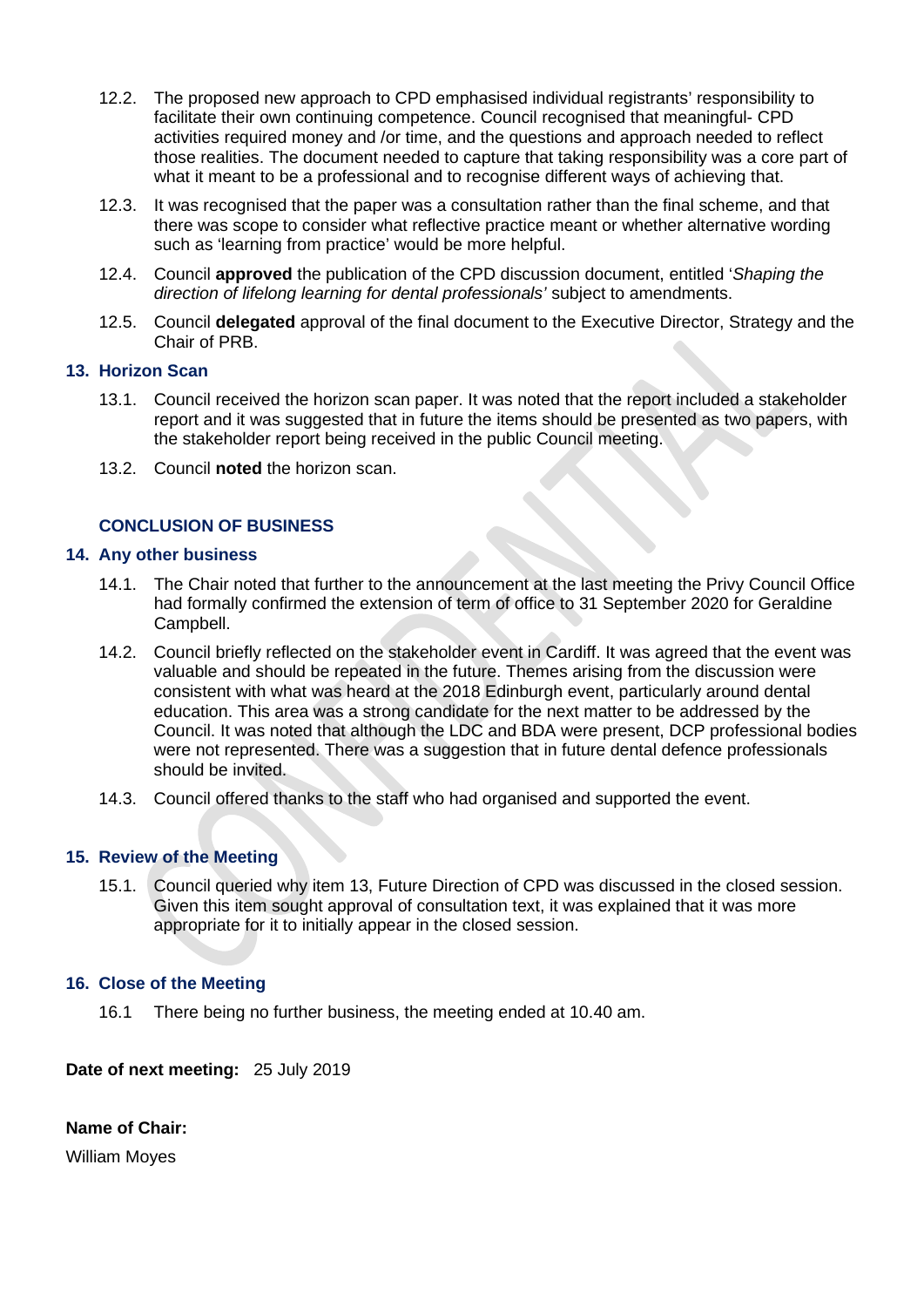12.2. The proposed new approach to CPD emphasised individual registrants' responsibility to facilitate their own continuing competence. Council recognised that meaningful- CPD activities required money and /or time, and the questions and approach needed to reflect those realities. The document needed to capture that taking responsibility was a core part of what it meant to be a professional and to recognise different ways of achieving that.

12.3. It was recognised that the paper was a consultation rather than the final scheme, and that there was scope to consider what reflective practice meant or whether alternative wording such as 'learning from practice' would be more helpful.

12.4. Council **approved** the publication of the CPD discussion document, entitled '*Shaping the direction of lifelong learning for dental professionals'* subject to amendments.

12.5. Council **delegated** approval of the final document to the Executive Director, Strategy and the Chair of PRB.

## 13. Horizon Scan

13.1. Council received the horizon scan paper. It was noted that the report included a stakeholder report and it was suggested that in future the items should be presented as two papers, with the stakeholder report being received in the public Council meeting.

13.2. Council **noted** the horizon scan.

## CONCLUSION OF BUSINESS

## 14. Any other business

14.1. The Chair noted that further to the announcement at the last meeting the Privy Council Office had formally confirmed the extension of term of office to 31 September 2020 for Geraldine Campbell.

14.2. Council briefly reflected on the stakeholder event in Cardiff. It was agreed that the event was valuable and should be repeated in the future. Themes arising from the discussion were consistent with what was heard at the 2018 Edinburgh event, particularly around dental education. This area was a strong candidate for the next matter to be addressed by the Council. It was noted that although the LDC and BDA were present, DCP professional bodies were not represented. There was a suggestion that in future dental defence professionals should be invited.

14.3. Council offered thanks to the staff who had organised and supported the event.

## 15. Review of the Meeting

15.1. Council queried why item 13, Future Direction of CPD was discussed in the closed session. Given this item sought approval of consultation text, it was explained that it was more appropriate for it to initially appear in the closed session.

## 16. Close of the Meeting

16.1 There being no further business, the meeting ended at 10.40 am.

**Date of next meeting:** 25 July 2019

**Name of Chair:**

William Moyes